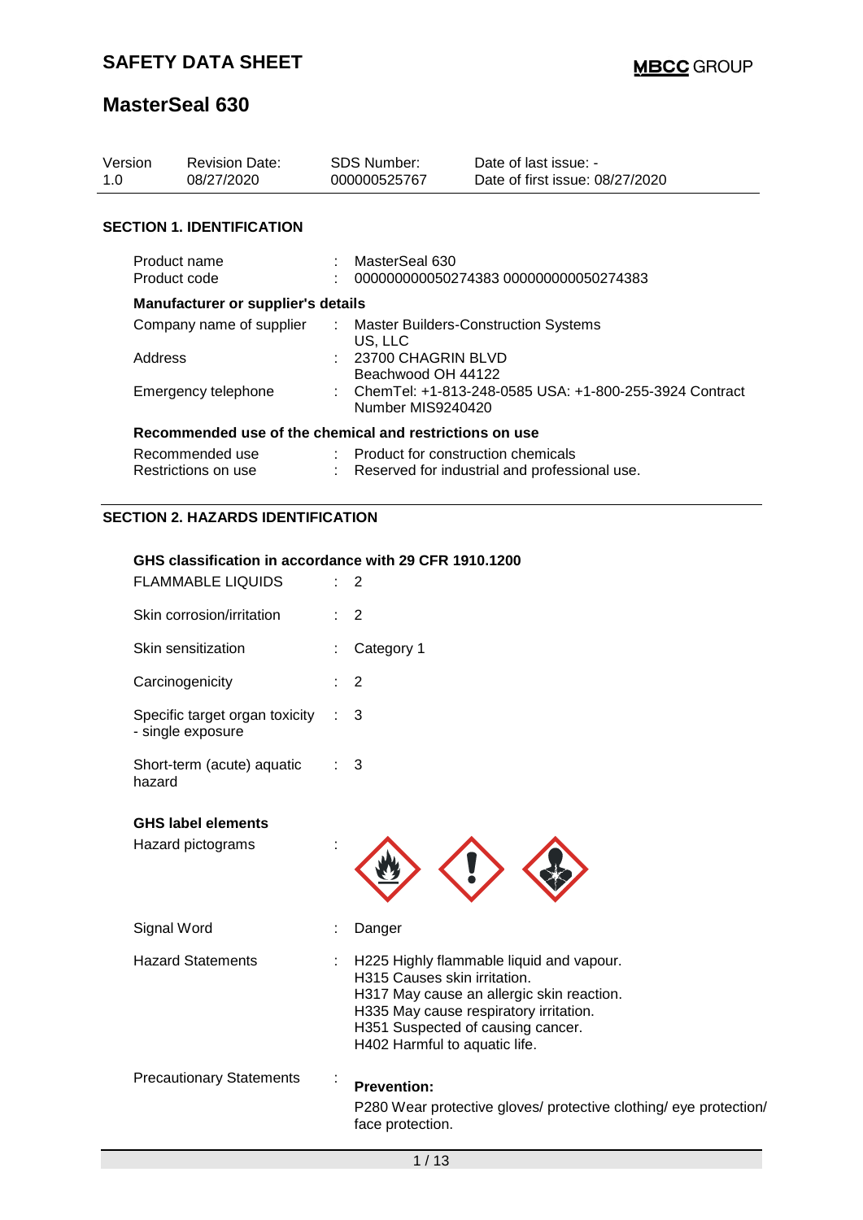# SAFETY DATA SHEET

**MBCC GROUP**

## MasterSeal 630

| Version | Revision Date: | SDS Number: | Date of last issue: - |
|---|---|---|---|
| 1.0 | 08/27/2020 | 000000525767 | Date of first issue: 08/27/2020 |

### SECTION 1. IDENTIFICATION

Product name : MasterSeal 630

Product code : 000000000050274383 000000000050274383

**Manufacturer or supplier's details**

Company name of supplier : Master Builders-Construction Systems US, LLC

Address : 23700 CHAGRIN BLVD Beachwood OH 44122

Emergency telephone : ChemTel: +1-813-248-0585 USA: +1-800-255-3924 Contract Number MIS9240420

**Recommended use of the chemical and restrictions on use**

Recommended use : Product for construction chemicals

Restrictions on use : Reserved for industrial and professional use.

### SECTION 2. HAZARDS IDENTIFICATION

**GHS classification in accordance with 29 CFR 1910.1200**

FLAMMABLE LIQUIDS : 2

Skin corrosion/irritation : 2

Skin sensitization : Category 1

Carcinogenicity : 2

Specific target organ toxicity - single exposure : 3

Short-term (acute) aquatic hazard : 3

**GHS label elements**

Hazard pictograms :

Signal Word : Danger

Hazard Statements :
H225 Highly flammable liquid and vapour.
H315 Causes skin irritation.
H317 May cause an allergic skin reaction.
H335 May cause respiratory irritation.
H351 Suspected of causing cancer.
H402 Harmful to aquatic life.

Precautionary Statements :

**Prevention:**

P280 Wear protective gloves/ protective clothing/ eye protection/ face protection.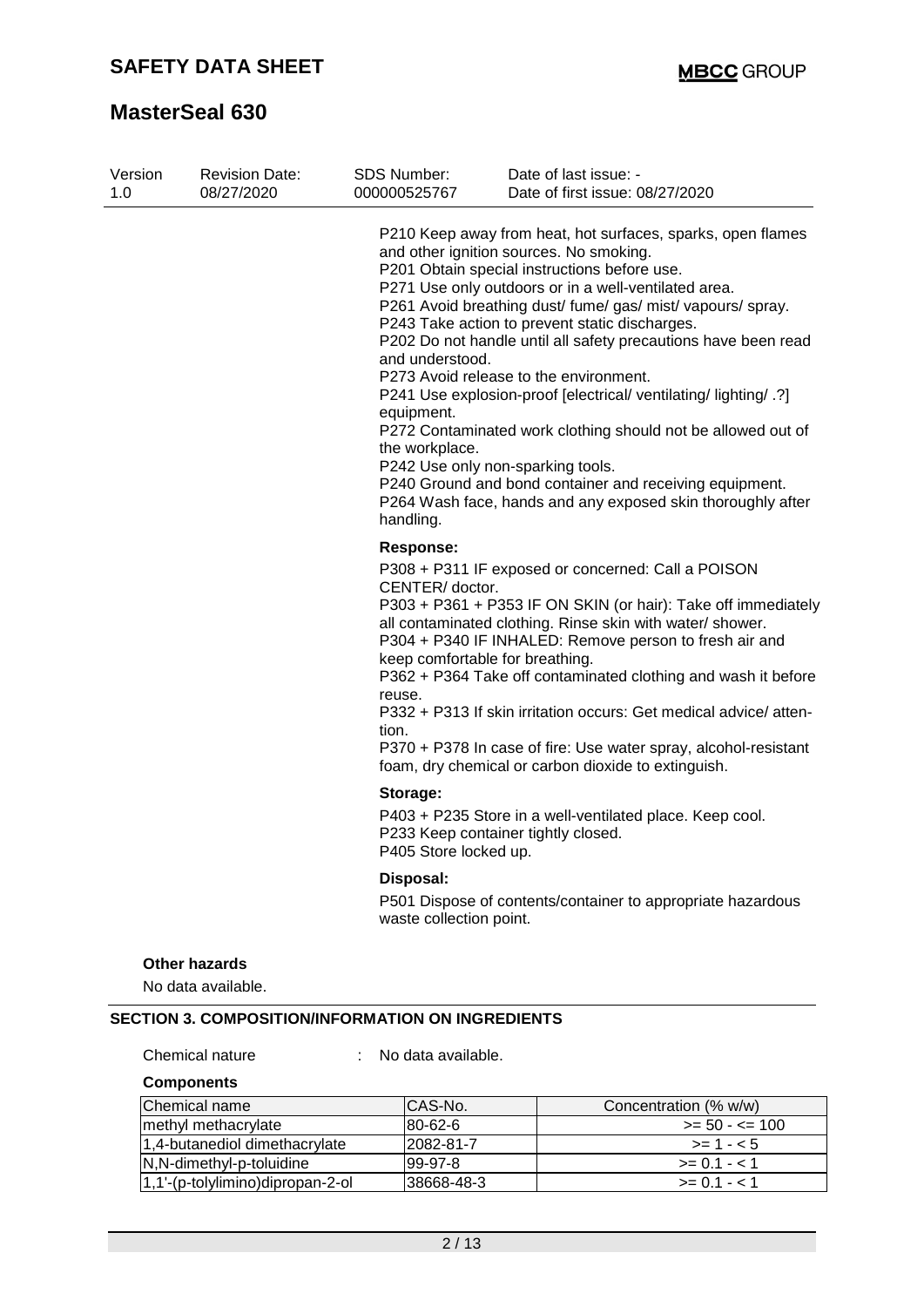P210 Keep away from heat, hot surfaces, sparks, open flames and other ignition sources. No smoking.
P201 Obtain special instructions before use.
P271 Use only outdoors or in a well-ventilated area.
P261 Avoid breathing dust/ fume/ gas/ mist/ vapours/ spray.
P243 Take action to prevent static discharges.
P202 Do not handle until all safety precautions have been read and understood.
P273 Avoid release to the environment.
P241 Use explosion-proof [electrical/ ventilating/ lighting/ .?] equipment.
P272 Contaminated work clothing should not be allowed out of the workplace.
P242 Use only non-sparking tools.
P240 Ground and bond container and receiving equipment.
P264 Wash face, hands and any exposed skin thoroughly after handling.

**Response:**

P308 + P311 IF exposed or concerned: Call a POISON CENTER/ doctor.
P303 + P361 + P353 IF ON SKIN (or hair): Take off immediately all contaminated clothing. Rinse skin with water/ shower.
P304 + P340 IF INHALED: Remove person to fresh air and keep comfortable for breathing.
P362 + P364 Take off contaminated clothing and wash it before reuse.
P332 + P313 If skin irritation occurs: Get medical advice/ attention.
P370 + P378 In case of fire: Use water spray, alcohol-resistant foam, dry chemical or carbon dioxide to extinguish.

**Storage:**

P403 + P235 Store in a well-ventilated place. Keep cool.
P233 Keep container tightly closed.
P405 Store locked up.

**Disposal:**

P501 Dispose of contents/container to appropriate hazardous waste collection point.

**Other hazards**

No data available.

## SECTION 3. COMPOSITION/INFORMATION ON INGREDIENTS

Chemical nature : No data available.

**Components**

| Chemical name | CAS-No. | Concentration (% w/w) |
|---|---|---|
| methyl methacrylate | 80-62-6 | >= 50 - <= 100 |
| 1,4-butanediol dimethacrylate | 2082-81-7 | >= 1 - < 5 |
| N,N-dimethyl-p-toluidine | 99-97-8 | >= 0.1 - < 1 |
| 1,1'-(p-tolylimino)dipropan-2-ol | 38668-48-3 | >= 0.1 - < 1 |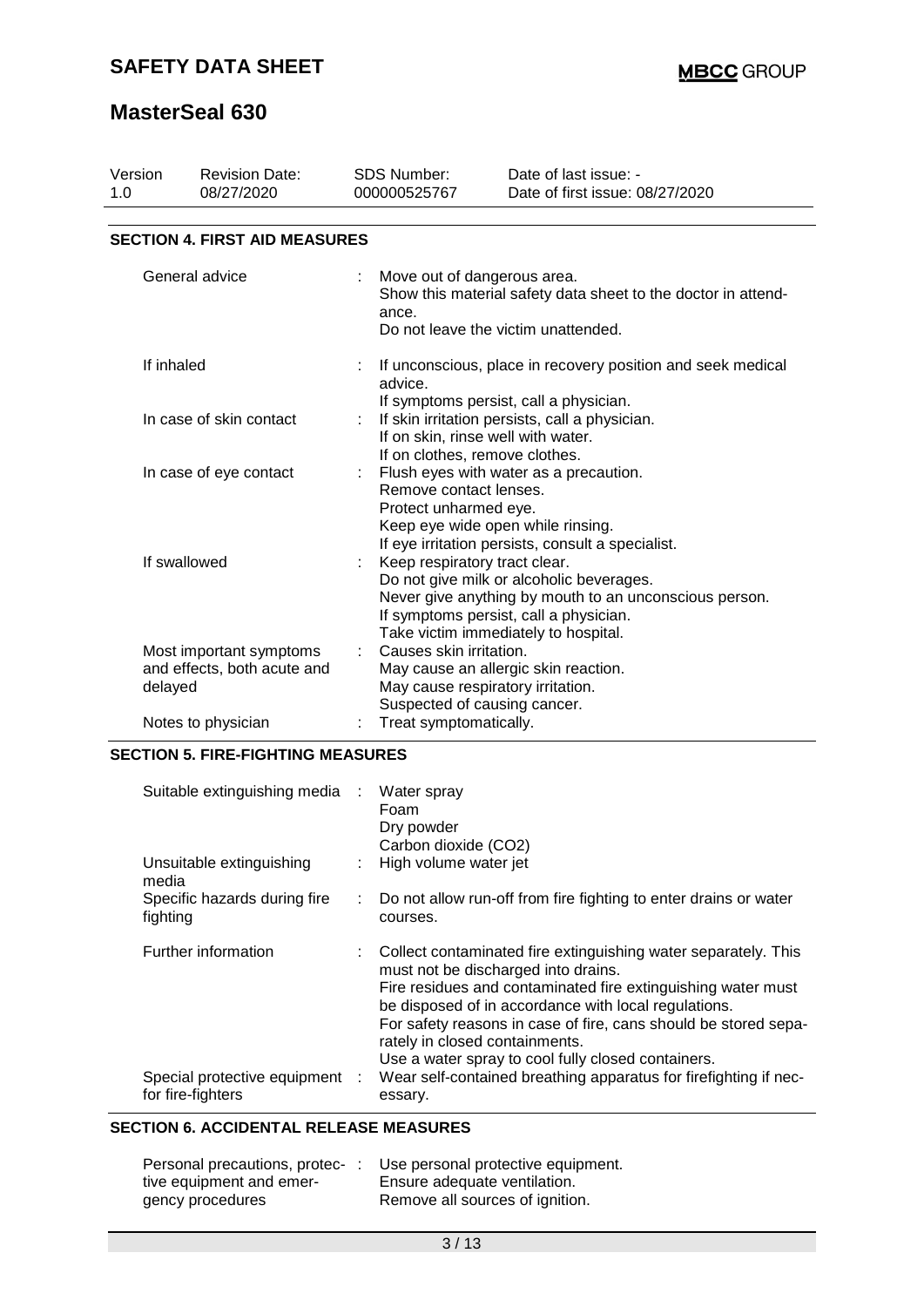| Version | Revision Date: | SDS Number: | Date of last issue: - |
|---|---|---|---|
| 1.0 | 08/27/2020 | 000000525767 | Date of first issue: 08/27/2020 |

## SECTION 4. FIRST AID MEASURES

| | | |
|---|---|---|
| General advice | : | Move out of dangerous area.<br>Show this material safety data sheet to the doctor in attendance.<br>Do not leave the victim unattended. |
| If inhaled | : | If unconscious, place in recovery position and seek medical advice.<br>If symptoms persist, call a physician. |
| In case of skin contact | : | If skin irritation persists, call a physician.<br>If on skin, rinse well with water.<br>If on clothes, remove clothes. |
| In case of eye contact | : | Flush eyes with water as a precaution.<br>Remove contact lenses.<br>Protect unharmed eye.<br>Keep eye wide open while rinsing.<br>If eye irritation persists, consult a specialist. |
| If swallowed | : | Keep respiratory tract clear.<br>Do not give milk or alcoholic beverages.<br>Never give anything by mouth to an unconscious person.<br>If symptoms persist, call a physician.<br>Take victim immediately to hospital. |
| Most important symptoms and effects, both acute and delayed | : | Causes skin irritation.<br>May cause an allergic skin reaction.<br>May cause respiratory irritation.<br>Suspected of causing cancer. |
| Notes to physician | : | Treat symptomatically. |

## SECTION 5. FIRE-FIGHTING MEASURES

| | | |
|---|---|---|
| Suitable extinguishing media | : | Water spray<br>Foam<br>Dry powder<br>Carbon dioxide ($CO_2$) |
| Unsuitable extinguishing media | : | High volume water jet |
| Specific hazards during fire fighting | : | Do not allow run-off from fire fighting to enter drains or water courses. |
| Further information | : | Collect contaminated fire extinguishing water separately. This must not be discharged into drains.<br>Fire residues and contaminated fire extinguishing water must be disposed of in accordance with local regulations.<br>For safety reasons in case of fire, cans should be stored separately in closed containments.<br>Use a water spray to cool fully closed containers. |
| Special protective equipment for fire-fighters | : | Wear self-contained breathing apparatus for firefighting if necessary. |

## SECTION 6. ACCIDENTAL RELEASE MEASURES

| | | |
|---|---|---|
| Personal precautions, protective equipment and emergency procedures | : | Use personal protective equipment.<br>Ensure adequate ventilation.<br>Remove all sources of ignition. |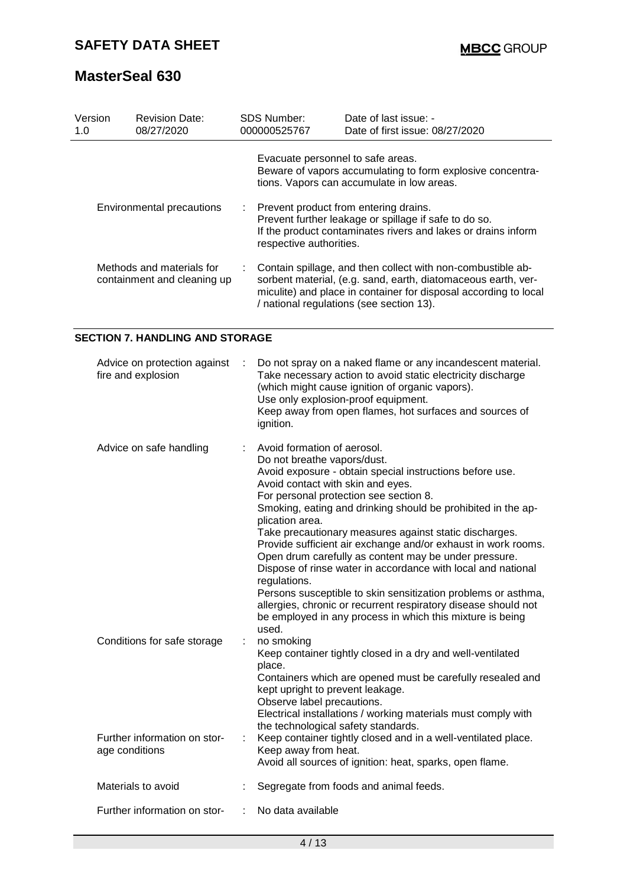Evacuate personnel to safe areas.
Beware of vapors accumulating to form explosive concentrations. Vapors can accumulate in low areas.

| | | |
|---|---|---|
| Environmental precautions | : | Prevent product from entering drains. Prevent further leakage or spillage if safe to do so. If the product contaminates rivers and lakes or drains inform respective authorities. |
| Methods and materials for containment and cleaning up | : | Contain spillage, and then collect with non-combustible absorbent material, (e.g. sand, earth, diatomaceous earth, vermiculite) and place in container for disposal according to local / national regulations (see section 13). |

## SECTION 7. HANDLING AND STORAGE

| | | |
|---|---|---|
| Advice on protection against fire and explosion | : | Do not spray on a naked flame or any incandescent material. Take necessary action to avoid static electricity discharge (which might cause ignition of organic vapors). Use only explosion-proof equipment. Keep away from open flames, hot surfaces and sources of ignition. |
| Advice on safe handling | : | Avoid formation of aerosol. Do not breathe vapors/dust. Avoid exposure - obtain special instructions before use. Avoid contact with skin and eyes. For personal protection see section 8. Smoking, eating and drinking should be prohibited in the application area. Take precautionary measures against static discharges. Provide sufficient air exchange and/or exhaust in work rooms. Open drum carefully as content may be under pressure. Dispose of rinse water in accordance with local and national regulations. Persons susceptible to skin sensitization problems or asthma, allergies, chronic or recurrent respiratory disease should not be employed in any process in which this mixture is being used. |
| Conditions for safe storage | : | no smoking Keep container tightly closed in a dry and well-ventilated place. Containers which are opened must be carefully resealed and kept upright to prevent leakage. Observe label precautions. Electrical installations / working materials must comply with the technological safety standards. |
| Further information on storage conditions | : | Keep container tightly closed and in a well-ventilated place. Keep away from heat. Avoid all sources of ignition: heat, sparks, open flame. |
| Materials to avoid | : | Segregate from foods and animal feeds. |
| Further information on stor- | : | No data available |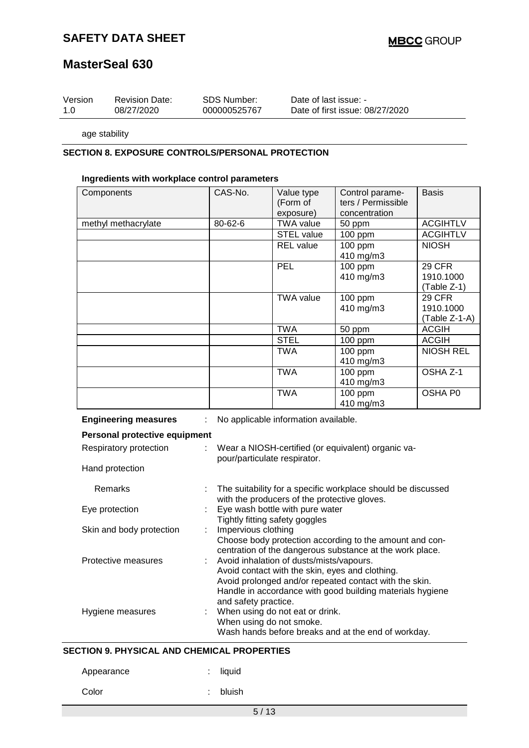age stability

## SECTION 8. EXPOSURE CONTROLS/PERSONAL PROTECTION

### Ingredients with workplace control parameters

| Components | CAS-No. | Value type (Form of exposure) | Control parameters / Permissible concentration | Basis |
|---|---|---|---|---|
| methyl methacrylate | 80-62-6 | TWA value | 50 ppm | ACGIHTLV |
| | | STEL value | 100 ppm | ACGIHTLV |
| | | REL value | 100 ppm<br>410 mg/m3 | NIOSH |
| | | PEL | 100 ppm<br>410 mg/m3 | 29 CFR 1910.1000 (Table Z-1) |
| | | TWA value | 100 ppm<br>410 mg/m3 | 29 CFR 1910.1000 (Table Z-1-A) |
| | | TWA | 50 ppm | ACGIH |
| | | STEL | 100 ppm | ACGIH |
| | | TWA | 100 ppm<br>410 mg/m3 | NIOSH REL |
| | | TWA | 100 ppm<br>410 mg/m3 | OSHA Z-1 |
| | | TWA | 100 ppm<br>410 mg/m3 | OSHA P0 |

**Engineering measures** : No applicable information available.

**Personal protective equipment**

Respiratory protection : Wear a NIOSH-certified (or equivalent) organic vapour/particulate respirator.

Hand protection

Remarks : The suitability for a specific workplace should be discussed with the producers of the protective gloves.

Eye protection : Eye wash bottle with pure water
Tightly fitting safety goggles

Skin and body protection : Impervious clothing
Choose body protection according to the amount and concentration of the dangerous substance at the work place.

Protective measures : Avoid inhalation of dusts/mists/vapours.
Avoid contact with the skin, eyes and clothing.
Avoid prolonged and/or repeated contact with the skin.
Handle in accordance with good building materials hygiene and safety practice.

Hygiene measures : When using do not eat or drink.
When using do not smoke.
Wash hands before breaks and at the end of workday.

## SECTION 9. PHYSICAL AND CHEMICAL PROPERTIES

Appearance : liquid

Color : bluish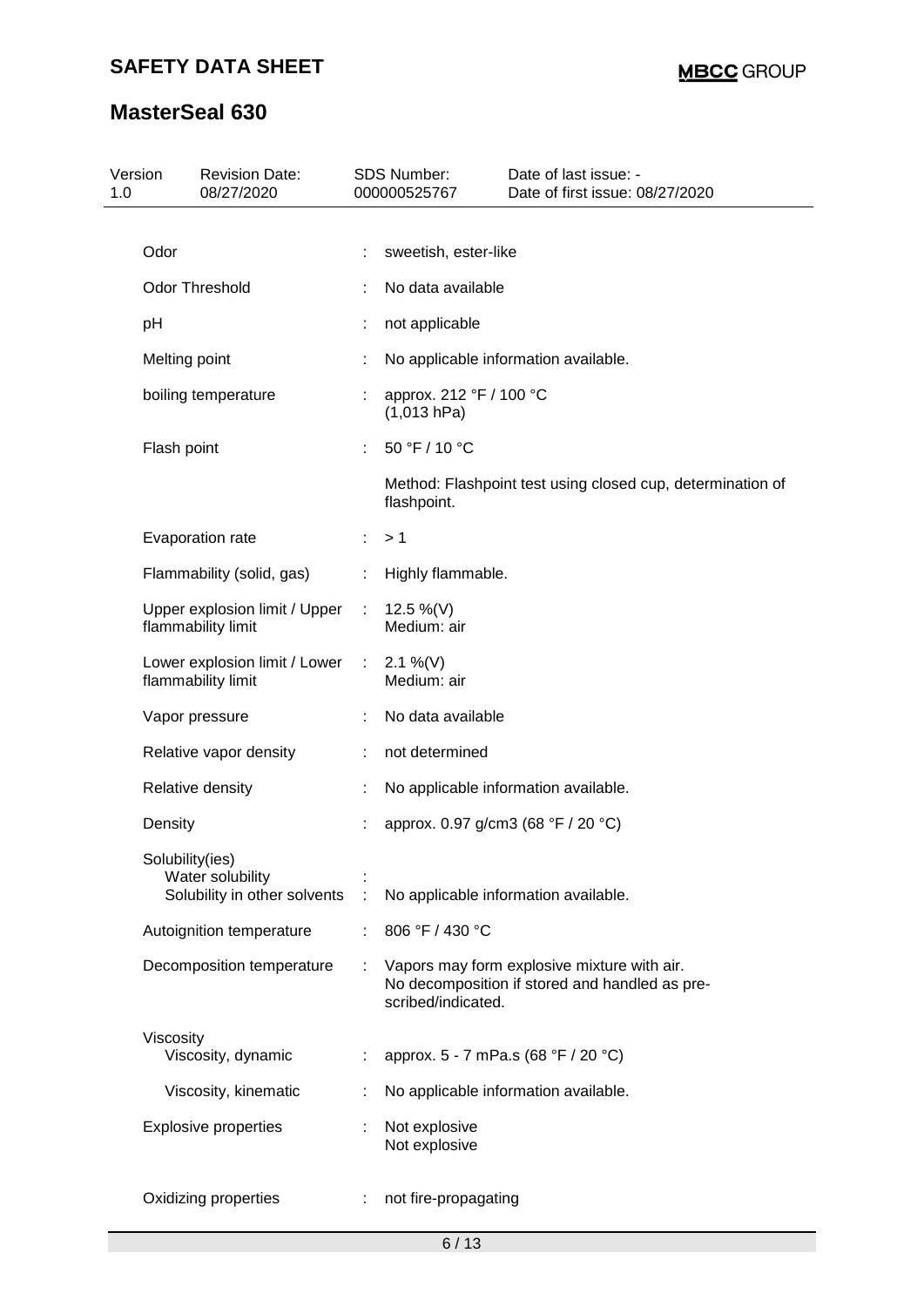| Version 1.0 | Revision Date: 08/27/2020 | SDS Number: 000000525767 | Date of last issue: - Date of first issue: 08/27/2020 |
|---|---|---|---|

| Property | | Value |
|---|---|---|
| Odor | : | sweetish, ester-like |
| Odor Threshold | : | No data available |
| pH | : | not applicable |
| Melting point | : | No applicable information available. |
| boiling temperature | : | approx. 212 °F / 100 °C (1,013 hPa) |
| Flash point | : | 50 °F / 10 °C<br><br>Method: Flashpoint test using closed cup, determination of flashpoint. |
| Evaporation rate | : | > 1 |
| Flammability (solid, gas) | : | Highly flammable. |
| Upper explosion limit / Upper flammability limit | : | 12.5 %(V)<br>Medium: air |
| Lower explosion limit / Lower flammability limit | : | 2.1 %(V)<br>Medium: air |
| Vapor pressure | : | No data available |
| Relative vapor density | : | not determined |
| Relative density | : | No applicable information available. |
| Density | : | approx. 0.97 g/cm3 (68 °F / 20 °C) |
| Solubility(ies)<br>Water solubility | : | |
| Solubility in other solvents | : | No applicable information available. |
| Autoignition temperature | : | 806 °F / 430 °C |
| Decomposition temperature | : | Vapors may form explosive mixture with air.<br>No decomposition if stored and handled as prescribed/indicated. |
| Viscosity<br>Viscosity, dynamic | : | approx. 5 - 7 mPa.s (68 °F / 20 °C) |
| Viscosity, kinematic | : | No applicable information available. |
| Explosive properties | : | Not explosive<br>Not explosive |
| Oxidizing properties | : | not fire-propagating |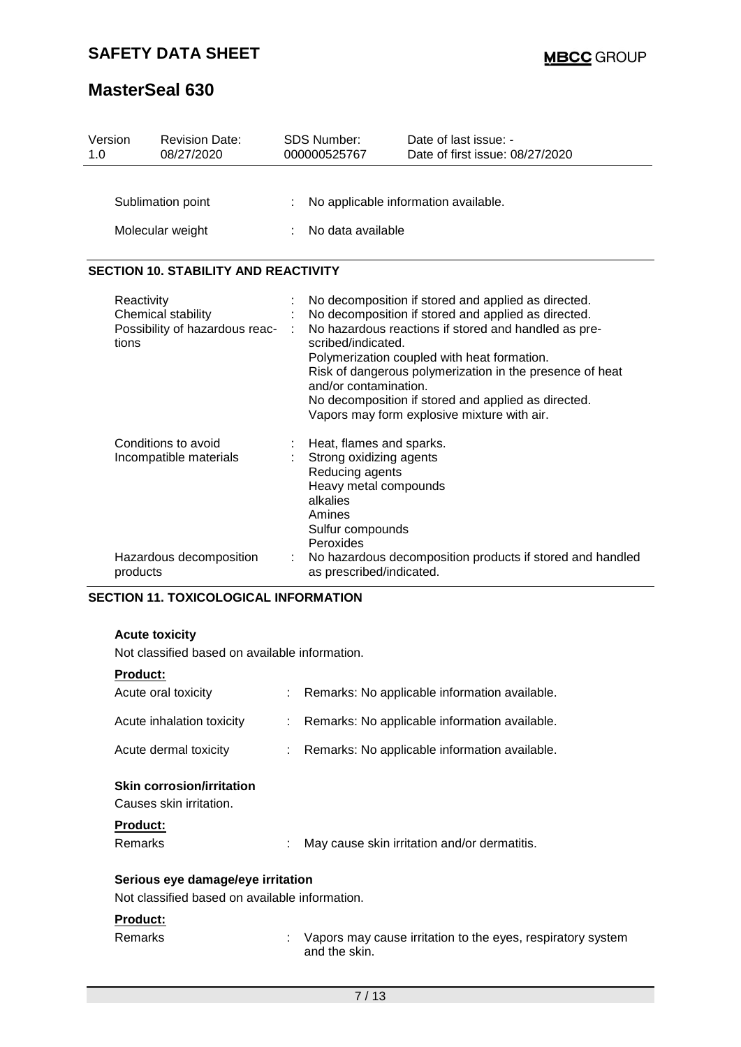| Version | Revision Date: | SDS Number: | Date of last issue: - |
|---|---|---|---|
| 1.0 | 08/27/2020 | 000000525767 | Date of first issue: 08/27/2020 |

Sublimation point : No applicable information available.

Molecular weight : No data available

## SECTION 10. STABILITY AND REACTIVITY

Reactivity : No decomposition if stored and applied as directed.

Chemical stability : No decomposition if stored and applied as directed.

Possibility of hazardous reactions : No hazardous reactions if stored and handled as prescribed/indicated.
Polymerization coupled with heat formation.
Risk of dangerous polymerization in the presence of heat and/or contamination.
No decomposition if stored and applied as directed.
Vapors may form explosive mixture with air.

Conditions to avoid : Heat, flames and sparks.

Incompatible materials : Strong oxidizing agents
Reducing agents
Heavy metal compounds
alkalies
Amines
Sulfur compounds
Peroxides

Hazardous decomposition products : No hazardous decomposition products if stored and handled as prescribed/indicated.

## SECTION 11. TOXICOLOGICAL INFORMATION

### Acute toxicity

Not classified based on available information.

**Product:**

Acute oral toxicity : Remarks: No applicable information available.

Acute inhalation toxicity : Remarks: No applicable information available.

Acute dermal toxicity : Remarks: No applicable information available.

### Skin corrosion/irritation

Causes skin irritation.

**Product:**

Remarks : May cause skin irritation and/or dermatitis.

### Serious eye damage/eye irritation

Not classified based on available information.

**Product:**

Remarks : Vapors may cause irritation to the eyes, respiratory system and the skin.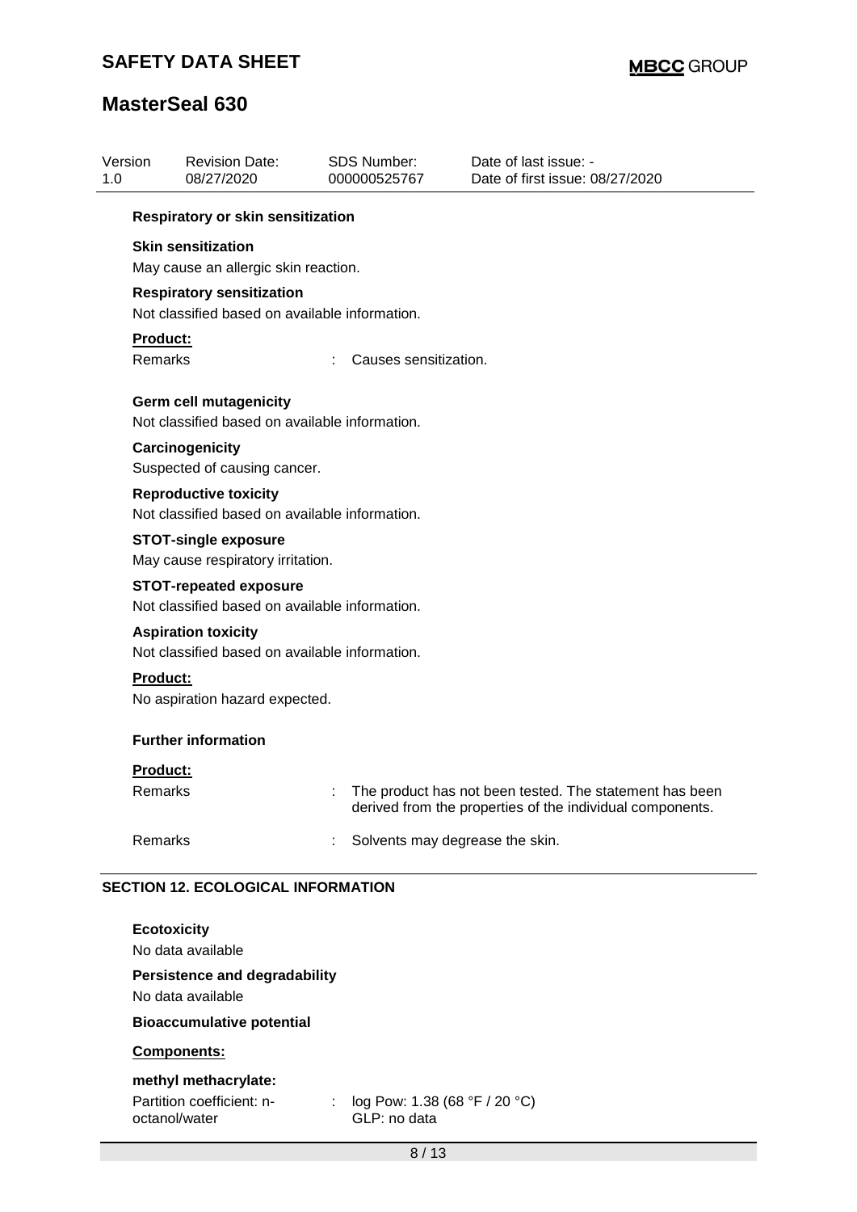**Respiratory or skin sensitization**

**Skin sensitization**

May cause an allergic skin reaction.

**Respiratory sensitization**

Not classified based on available information.

**Product:**

Remarks : Causes sensitization.

**Germ cell mutagenicity**

Not classified based on available information.

**Carcinogenicity**

Suspected of causing cancer.

**Reproductive toxicity**

Not classified based on available information.

**STOT-single exposure**

May cause respiratory irritation.

**STOT-repeated exposure**

Not classified based on available information.

**Aspiration toxicity**

Not classified based on available information.

**Product:**

No aspiration hazard expected.

**Further information**

**Product:**

Remarks : The product has not been tested. The statement has been derived from the properties of the individual components.

Remarks : Solvents may degrease the skin.

## SECTION 12. ECOLOGICAL INFORMATION

**Ecotoxicity**

No data available

**Persistence and degradability**

No data available

**Bioaccumulative potential**

**Components:**

**methyl methacrylate:**

Partition coefficient: n-octanol/water : log Pow: 1.38 (68 °F / 20 °C)
GLP: no data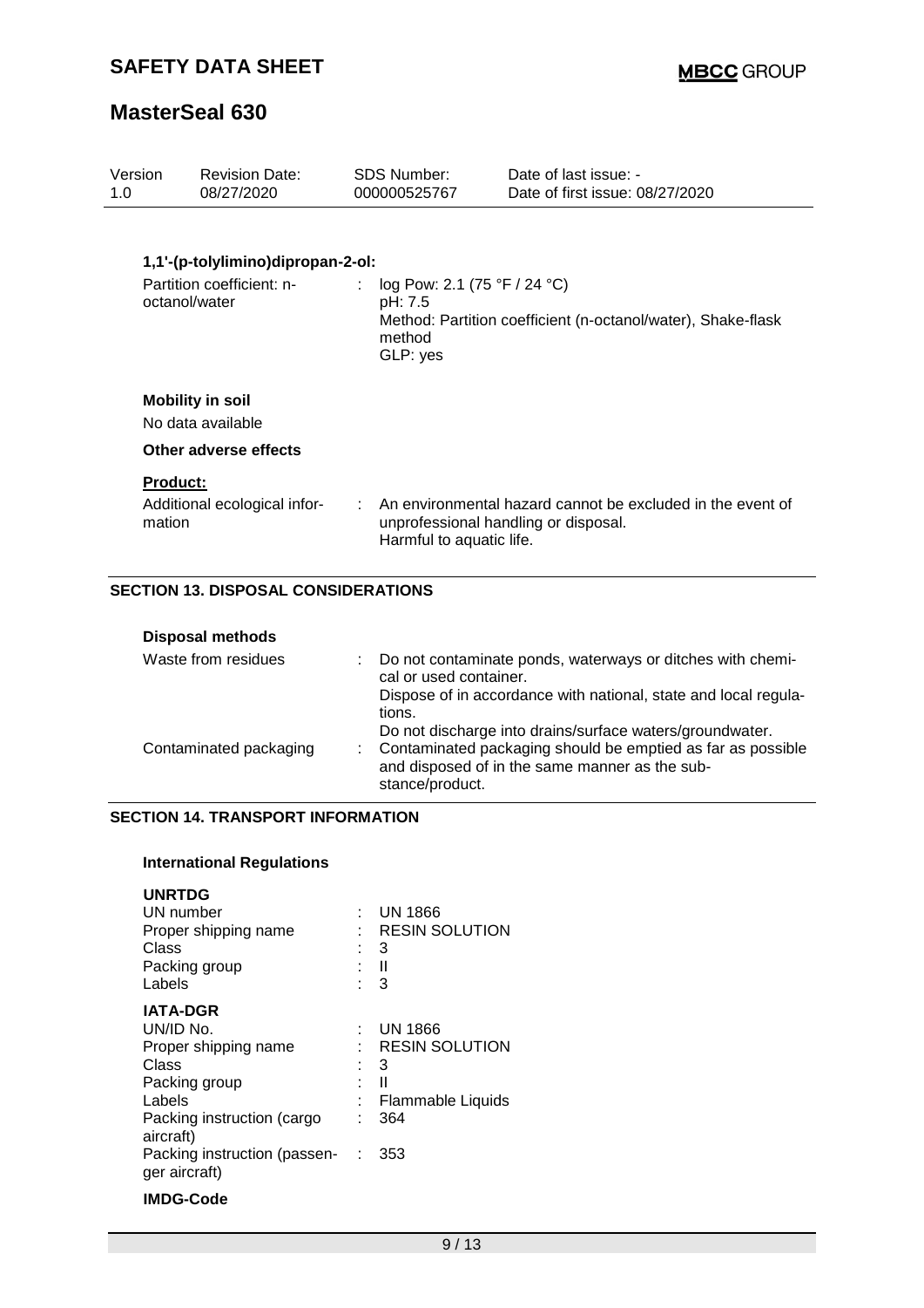**1,1'-(p-tolylimino)dipropan-2-ol:**

| | | |
|---|---|---|
| Partition coefficient: n-octanol/water | : | log Pow: 2.1 (75 °F / 24 °C)<br>pH: 7.5<br>Method: Partition coefficient (n-octanol/water), Shake-flask method<br>GLP: yes |

**Mobility in soil**

No data available

**Other adverse effects**

**Product:**

| | | |
|---|---|---|
| Additional ecological information | : | An environmental hazard cannot be excluded in the event of unprofessional handling or disposal.<br>Harmful to aquatic life. |

## SECTION 13. DISPOSAL CONSIDERATIONS

**Disposal methods**

| | | |
|---|---|---|
| Waste from residues | : | Do not contaminate ponds, waterways or ditches with chemical or used container.<br>Dispose of in accordance with national, state and local regulations.<br>Do not discharge into drains/surface waters/groundwater. |
| Contaminated packaging | : | Contaminated packaging should be emptied as far as possible and disposed of in the same manner as the substance/product. |

## SECTION 14. TRANSPORT INFORMATION

**International Regulations**

**UNRTDG**

| | | |
|---|---|---|
| UN number | : | UN 1866 |
| Proper shipping name | : | RESIN SOLUTION |
| Class | : | 3 |
| Packing group | : | II |
| Labels | : | 3 |

**IATA-DGR**

| | | |
|---|---|---|
| UN/ID No. | : | UN 1866 |
| Proper shipping name | : | RESIN SOLUTION |
| Class | : | 3 |
| Packing group | : | II |
| Labels | : | Flammable Liquids |
| Packing instruction (cargo aircraft) | : | 364 |
| Packing instruction (passenger aircraft) | : | 353 |

**IMDG-Code**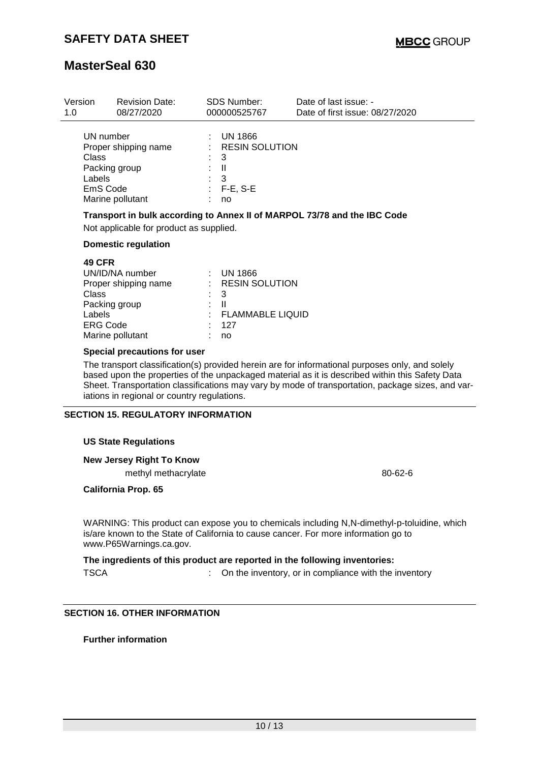| Version | Revision Date: | SDS Number: | Date of last issue: - |
|---|---|---|---|
| 1.0 | 08/27/2020 | 000000525767 | Date of first issue: 08/27/2020 |

UN number : UN 1866
Proper shipping name : RESIN SOLUTION
Class : 3
Packing group : II
Labels : 3
EmS Code : F-E, S-E
Marine pollutant : no

**Transport in bulk according to Annex II of MARPOL 73/78 and the IBC Code**

Not applicable for product as supplied.

**Domestic regulation**

**49 CFR**

UN/ID/NA number : UN 1866
Proper shipping name : RESIN SOLUTION
Class : 3
Packing group : II
Labels : FLAMMABLE LIQUID
ERG Code : 127
Marine pollutant : no

**Special precautions for user**

The transport classification(s) provided herein are for informational purposes only, and solely based upon the properties of the unpackaged material as it is described within this Safety Data Sheet. Transportation classifications may vary by mode of transportation, package sizes, and variations in regional or country regulations.

## SECTION 15. REGULATORY INFORMATION

**US State Regulations**

**New Jersey Right To Know**

methyl methacrylate 80-62-6

**California Prop. 65**

WARNING: This product can expose you to chemicals including N,N-dimethyl-p-toluidine, which is/are known to the State of California to cause cancer. For more information go to www.P65Warnings.ca.gov.

**The ingredients of this product are reported in the following inventories:**

TSCA : On the inventory, or in compliance with the inventory

## SECTION 16. OTHER INFORMATION

**Further information**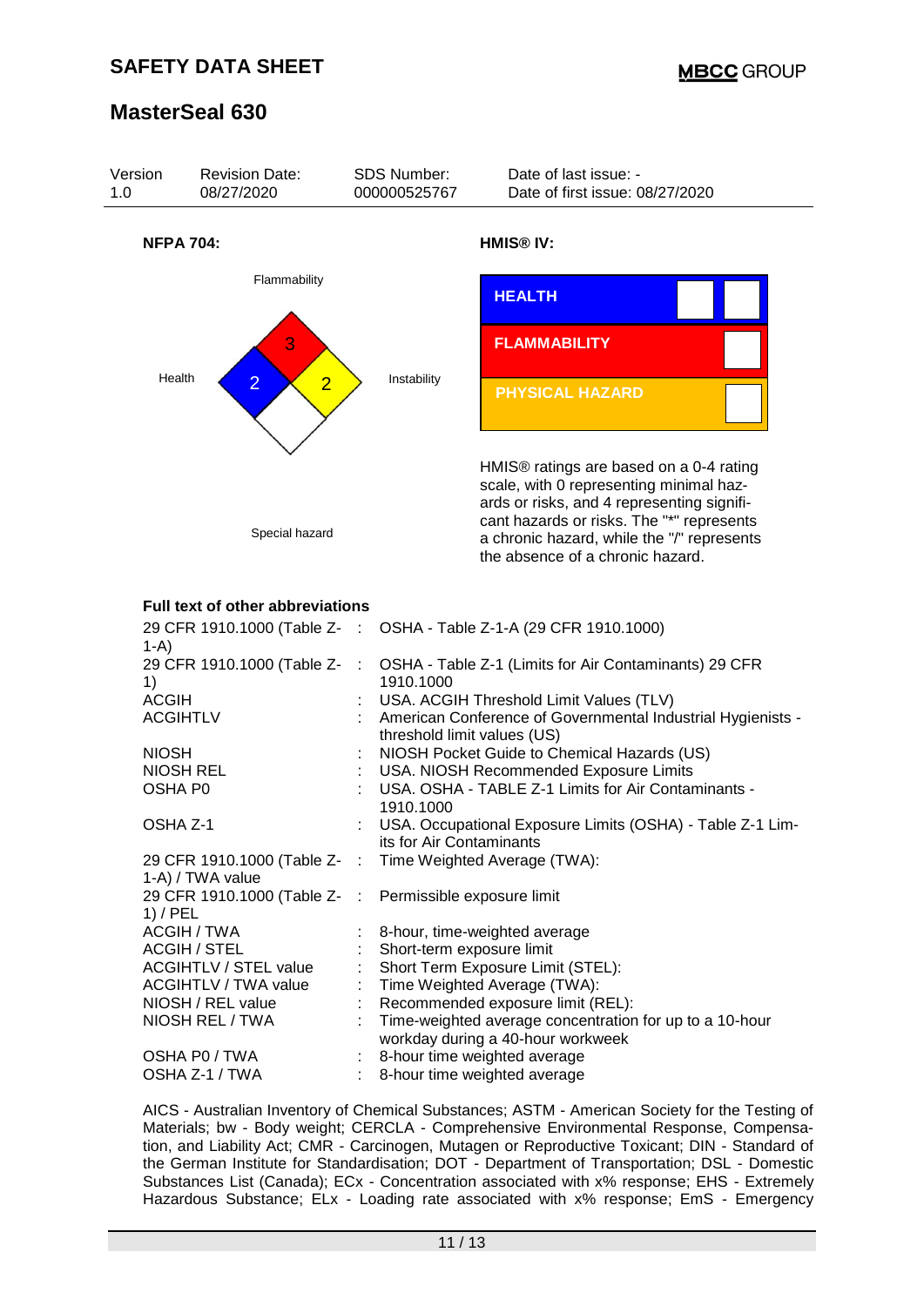# SAFETY DATA SHEET

## MasterSeal 630

| Version | Revision Date: | SDS Number: | Date of last issue: - |
|---|---|---|---|
| 1.0 | 08/27/2020 | 000000525767 | Date of first issue: 08/27/2020 |

**NFPA 704:**

Flammability: 3
Health: 2
Instability: 2
Special hazard

**HMIS® IV:**

HEALTH
FLAMMABILITY
PHYSICAL HAZARD

HMIS® ratings are based on a 0-4 rating scale, with 0 representing minimal hazards or risks, and 4 representing significant hazards or risks. The "*" represents a chronic hazard, while the "/" represents the absence of a chronic hazard.

**Full text of other abbreviations**

| | | |
|---|---|---|
| 29 CFR 1910.1000 (Table Z-1-A) | : | OSHA - Table Z-1-A (29 CFR 1910.1000) |
| 29 CFR 1910.1000 (Table Z-1) | : | OSHA - Table Z-1 (Limits for Air Contaminants) 29 CFR 1910.1000 |
| ACGIH | : | USA. ACGIH Threshold Limit Values (TLV) |
| ACGIHTLV | : | American Conference of Governmental Industrial Hygienists - threshold limit values (US) |
| NIOSH | : | NIOSH Pocket Guide to Chemical Hazards (US) |
| NIOSH REL | : | USA. NIOSH Recommended Exposure Limits |
| OSHA P0 | : | USA. OSHA - TABLE Z-1 Limits for Air Contaminants - 1910.1000 |
| OSHA Z-1 | : | USA. Occupational Exposure Limits (OSHA) - Table Z-1 Limits for Air Contaminants |
| 29 CFR 1910.1000 (Table Z-1-A) / TWA value | : | Time Weighted Average (TWA): |
| 29 CFR 1910.1000 (Table Z-1) / PEL | : | Permissible exposure limit |
| ACGIH / TWA | : | 8-hour, time-weighted average |
| ACGIH / STEL | : | Short-term exposure limit |
| ACGIHTLV / STEL value | : | Short Term Exposure Limit (STEL): |
| ACGIHTLV / TWA value | : | Time Weighted Average (TWA): |
| NIOSH / REL value | : | Recommended exposure limit (REL): |
| NIOSH REL / TWA | : | Time-weighted average concentration for up to a 10-hour workday during a 40-hour workweek |
| OSHA P0 / TWA | : | 8-hour time weighted average |
| OSHA Z-1 / TWA | : | 8-hour time weighted average |

AICS - Australian Inventory of Chemical Substances; ASTM - American Society for the Testing of Materials; bw - Body weight; CERCLA - Comprehensive Environmental Response, Compensation, and Liability Act; CMR - Carcinogen, Mutagen or Reproductive Toxicant; DIN - Standard of the German Institute for Standardisation; DOT - Department of Transportation; DSL - Domestic Substances List (Canada); ECx - Concentration associated with x% response; EHS - Extremely Hazardous Substance; ELx - Loading rate associated with x% response; EmS - Emergency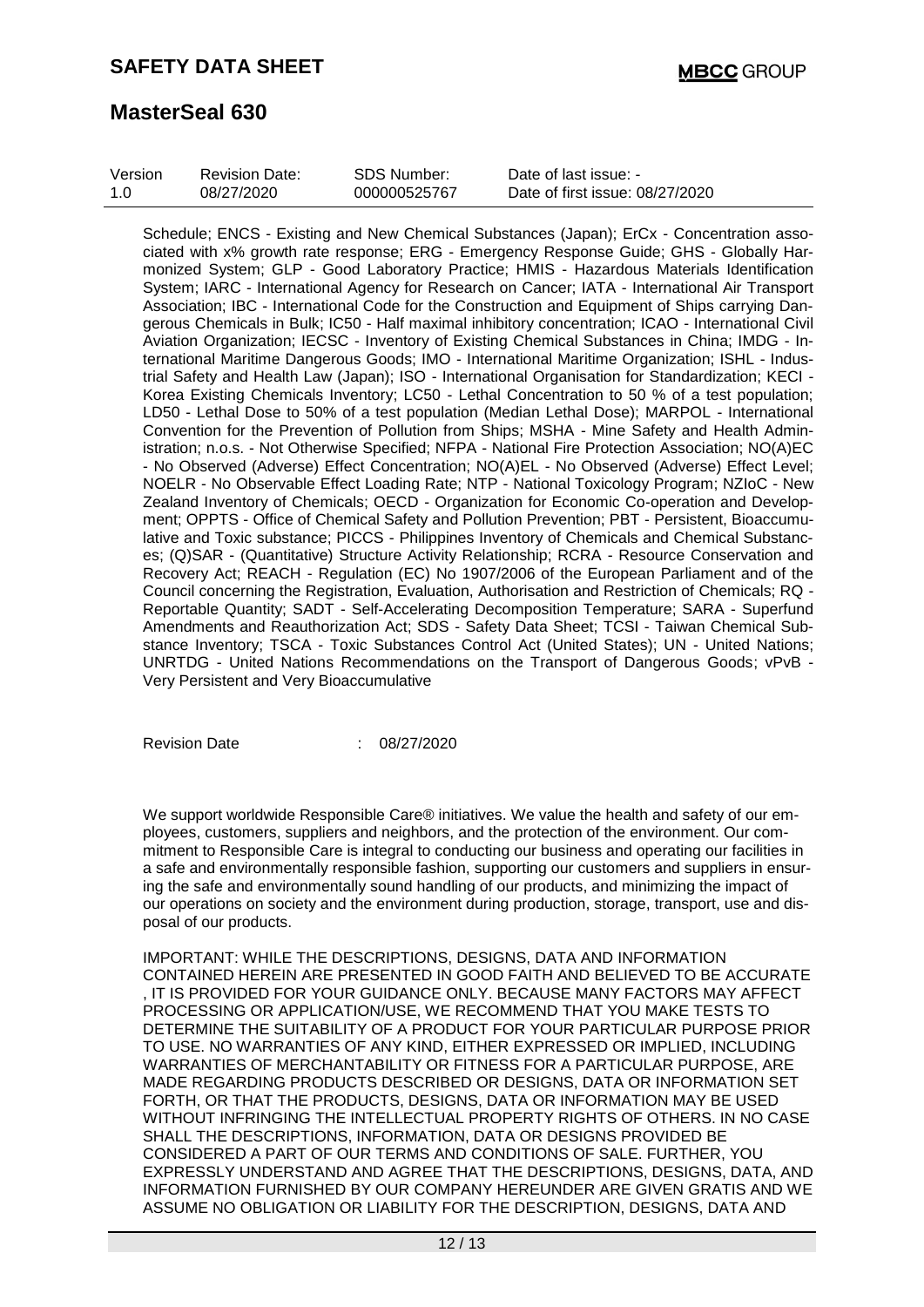Schedule; ENCS - Existing and New Chemical Substances (Japan); ErCx - Concentration associated with x% growth rate response; ERG - Emergency Response Guide; GHS - Globally Harmonized System; GLP - Good Laboratory Practice; HMIS - Hazardous Materials Identification System; IARC - International Agency for Research on Cancer; IATA - International Air Transport Association; IBC - International Code for the Construction and Equipment of Ships carrying Dangerous Chemicals in Bulk; IC50 - Half maximal inhibitory concentration; ICAO - International Civil Aviation Organization; IECSC - Inventory of Existing Chemical Substances in China; IMDG - International Maritime Dangerous Goods; IMO - International Maritime Organization; ISHL - Industrial Safety and Health Law (Japan); ISO - International Organisation for Standardization; KECI - Korea Existing Chemicals Inventory; LC50 - Lethal Concentration to 50 % of a test population; LD50 - Lethal Dose to 50% of a test population (Median Lethal Dose); MARPOL - International Convention for the Prevention of Pollution from Ships; MSHA - Mine Safety and Health Administration; n.o.s. - Not Otherwise Specified; NFPA - National Fire Protection Association; NO(A)EC - No Observed (Adverse) Effect Concentration; NO(A)EL - No Observed (Adverse) Effect Level; NOELR - No Observable Effect Loading Rate; NTP - National Toxicology Program; NZIoC - New Zealand Inventory of Chemicals; OECD - Organization for Economic Co-operation and Development; OPPTS - Office of Chemical Safety and Pollution Prevention; PBT - Persistent, Bioaccumulative and Toxic substance; PICCS - Philippines Inventory of Chemicals and Chemical Substances; (Q)SAR - (Quantitative) Structure Activity Relationship; RCRA - Resource Conservation and Recovery Act; REACH - Regulation (EC) No 1907/2006 of the European Parliament and of the Council concerning the Registration, Evaluation, Authorisation and Restriction of Chemicals; RQ - Reportable Quantity; SADT - Self-Accelerating Decomposition Temperature; SARA - Superfund Amendments and Reauthorization Act; SDS - Safety Data Sheet; TCSI - Taiwan Chemical Substance Inventory; TSCA - Toxic Substances Control Act (United States); UN - United Nations; UNRTDG - United Nations Recommendations on the Transport of Dangerous Goods; vPvB - Very Persistent and Very Bioaccumulative

Revision Date : 08/27/2020

We support worldwide Responsible Care® initiatives. We value the health and safety of our employees, customers, suppliers and neighbors, and the protection of the environment. Our commitment to Responsible Care is integral to conducting our business and operating our facilities in a safe and environmentally responsible fashion, supporting our customers and suppliers in ensuring the safe and environmentally sound handling of our products, and minimizing the impact of our operations on society and the environment during production, storage, transport, use and disposal of our products.

IMPORTANT: WHILE THE DESCRIPTIONS, DESIGNS, DATA AND INFORMATION CONTAINED HEREIN ARE PRESENTED IN GOOD FAITH AND BELIEVED TO BE ACCURATE , IT IS PROVIDED FOR YOUR GUIDANCE ONLY. BECAUSE MANY FACTORS MAY AFFECT PROCESSING OR APPLICATION/USE, WE RECOMMEND THAT YOU MAKE TESTS TO DETERMINE THE SUITABILITY OF A PRODUCT FOR YOUR PARTICULAR PURPOSE PRIOR TO USE. NO WARRANTIES OF ANY KIND, EITHER EXPRESSED OR IMPLIED, INCLUDING WARRANTIES OF MERCHANTABILITY OR FITNESS FOR A PARTICULAR PURPOSE, ARE MADE REGARDING PRODUCTS DESCRIBED OR DESIGNS, DATA OR INFORMATION SET FORTH, OR THAT THE PRODUCTS, DESIGNS, DATA OR INFORMATION MAY BE USED WITHOUT INFRINGING THE INTELLECTUAL PROPERTY RIGHTS OF OTHERS. IN NO CASE SHALL THE DESCRIPTIONS, INFORMATION, DATA OR DESIGNS PROVIDED BE CONSIDERED A PART OF OUR TERMS AND CONDITIONS OF SALE. FURTHER, YOU EXPRESSLY UNDERSTAND AND AGREE THAT THE DESCRIPTIONS, DESIGNS, DATA, AND INFORMATION FURNISHED BY OUR COMPANY HEREUNDER ARE GIVEN GRATIS AND WE ASSUME NO OBLIGATION OR LIABILITY FOR THE DESCRIPTION, DESIGNS, DATA AND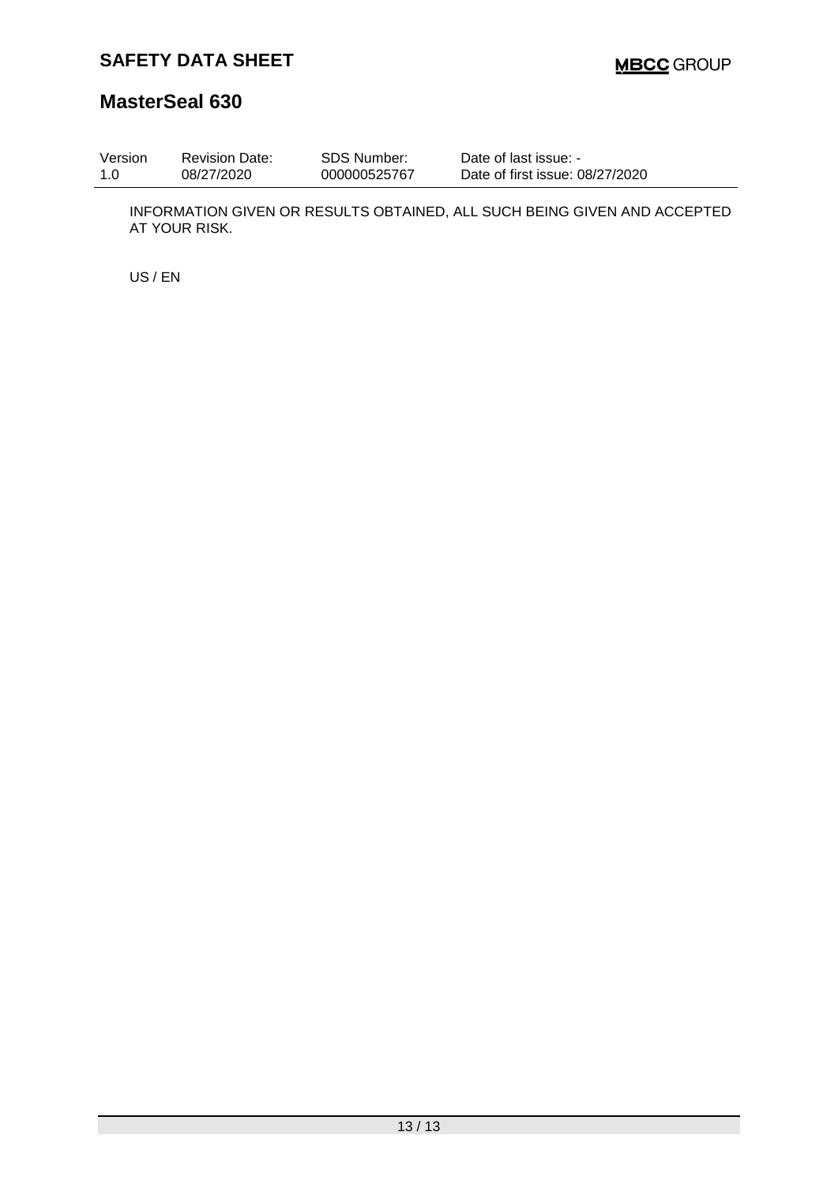INFORMATION GIVEN OR RESULTS OBTAINED, ALL SUCH BEING GIVEN AND ACCEPTED AT YOUR RISK.

US / EN